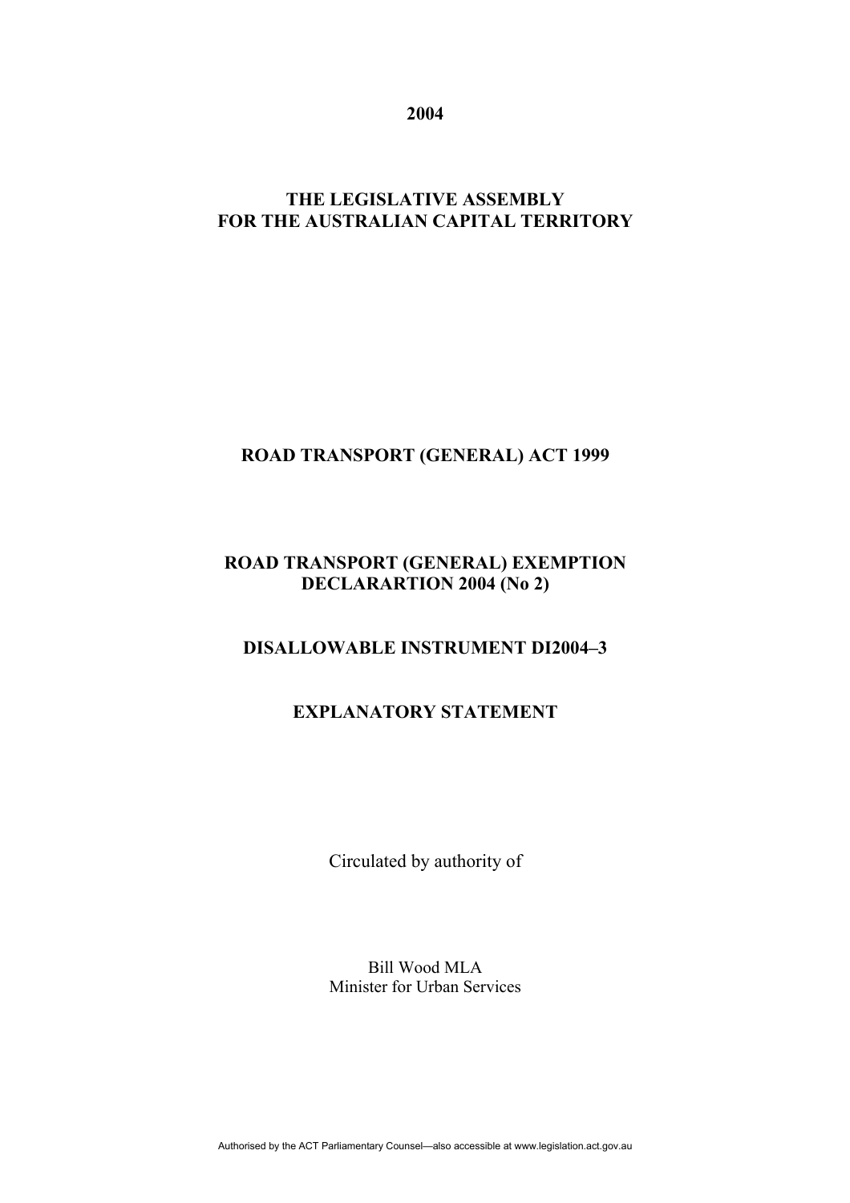**2004**

**THE LEGISLATIVE ASSEMBLY**
**FOR THE AUSTRALIAN CAPITAL TERRITORY**

**ROAD TRANSPORT (GENERAL) ACT 1999**

**ROAD TRANSPORT (GENERAL) EXEMPTION DECLARARTION 2004 (No 2)**

**DISALLOWABLE INSTRUMENT DI2004–3**

**EXPLANATORY STATEMENT**

Circulated by authority of

Bill Wood MLA
Minister for Urban Services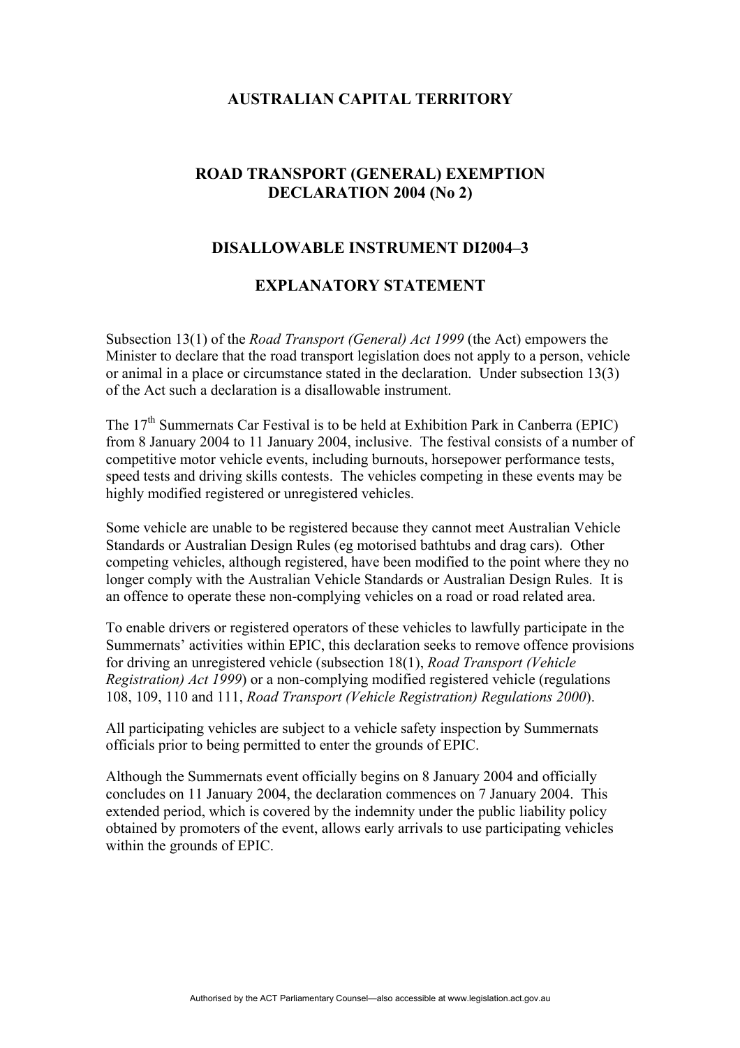# AUSTRALIAN CAPITAL TERRITORY

## ROAD TRANSPORT (GENERAL) EXEMPTION DECLARATION 2004 (No 2)

## DISALLOWABLE INSTRUMENT DI2004–3

## EXPLANATORY STATEMENT

Subsection 13(1) of the *Road Transport (General) Act 1999* (the Act) empowers the Minister to declare that the road transport legislation does not apply to a person, vehicle or animal in a place or circumstance stated in the declaration. Under subsection 13(3) of the Act such a declaration is a disallowable instrument.

The 17th Summernats Car Festival is to be held at Exhibition Park in Canberra (EPIC) from 8 January 2004 to 11 January 2004, inclusive. The festival consists of a number of competitive motor vehicle events, including burnouts, horsepower performance tests, speed tests and driving skills contests. The vehicles competing in these events may be highly modified registered or unregistered vehicles.

Some vehicle are unable to be registered because they cannot meet Australian Vehicle Standards or Australian Design Rules (eg motorised bathtubs and drag cars). Other competing vehicles, although registered, have been modified to the point where they no longer comply with the Australian Vehicle Standards or Australian Design Rules. It is an offence to operate these non-complying vehicles on a road or road related area.

To enable drivers or registered operators of these vehicles to lawfully participate in the Summernats' activities within EPIC, this declaration seeks to remove offence provisions for driving an unregistered vehicle (subsection 18(1), *Road Transport (Vehicle Registration) Act 1999*) or a non-complying modified registered vehicle (regulations 108, 109, 110 and 111, *Road Transport (Vehicle Registration) Regulations 2000*).

All participating vehicles are subject to a vehicle safety inspection by Summernats officials prior to being permitted to enter the grounds of EPIC.

Although the Summernats event officially begins on 8 January 2004 and officially concludes on 11 January 2004, the declaration commences on 7 January 2004. This extended period, which is covered by the indemnity under the public liability policy obtained by promoters of the event, allows early arrivals to use participating vehicles within the grounds of EPIC.